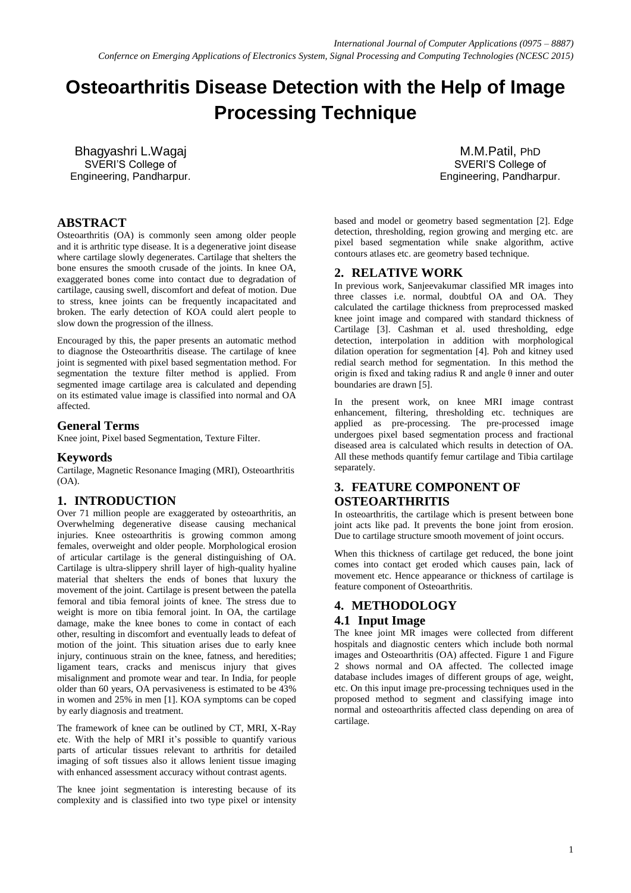# Osteoarthritis Disease Detection with the Help of Image Processing Technique

Bhagyashri L.Wagaj
SVERI'S College of Engineering, Pandharpur.

M.M.Patil, PhD
SVERI'S College of Engineering, Pandharpur.

## ABSTRACT

Osteoarthritis (OA) is commonly seen among older people and it is arthritic type disease. It is a degenerative joint disease where cartilage slowly degenerates. Cartilage that shelters the bone ensures the smooth crusade of the joints. In knee OA, exaggerated bones come into contact due to degradation of cartilage, causing swell, discomfort and defeat of motion. Due to stress, knee joints can be frequently incapacitated and broken. The early detection of KOA could alert people to slow down the progression of the illness.

Encouraged by this, the paper presents an automatic method to diagnose the Osteoarthritis disease. The cartilage of knee joint is segmented with pixel based segmentation method. For segmentation the texture filter method is applied. From segmented image cartilage area is calculated and depending on its estimated value image is classified into normal and OA affected.

### General Terms

Knee joint, Pixel based Segmentation, Texture Filter.

### Keywords

Cartilage, Magnetic Resonance Imaging (MRI), Osteoarthritis (OA).

## 1. INTRODUCTION

Over 71 million people are exaggerated by osteoarthritis, an Overwhelming degenerative disease causing mechanical injuries. Knee osteoarthritis is growing common among females, overweight and older people. Morphological erosion of articular cartilage is the general distinguishing of OA. Cartilage is ultra-slippery shrill layer of high-quality hyaline material that shelters the ends of bones that luxury the movement of the joint. Cartilage is present between the patella femoral and tibia femoral joints of knee. The stress due to weight is more on tibia femoral joint. In OA, the cartilage damage, make the knee bones to come in contact of each other, resulting in discomfort and eventually leads to defeat of motion of the joint. This situation arises due to early knee injury, continuous strain on the knee, fatness, and heredities; ligament tears, cracks and meniscus injury that gives misalignment and promote wear and tear. In India, for people older than 60 years, OA pervasiveness is estimated to be 43% in women and 25% in men [1]. KOA symptoms can be coped by early diagnosis and treatment.

The framework of knee can be outlined by CT, MRI, X-Ray etc. With the help of MRI it's possible to quantify various parts of articular tissues relevant to arthritis for detailed imaging of soft tissues also it allows lenient tissue imaging with enhanced assessment accuracy without contrast agents.

The knee joint segmentation is interesting because of its complexity and is classified into two type pixel or intensity based and model or geometry based segmentation [2]. Edge detection, thresholding, region growing and merging etc. are pixel based segmentation while snake algorithm, active contours atlases etc. are geometry based technique.

## 2. RELATIVE WORK

In previous work, Sanjeevakumar classified MR images into three classes i.e. normal, doubtful OA and OA. They calculated the cartilage thickness from preprocessed masked knee joint image and compared with standard thickness of Cartilage [3]. Cashman et al. used thresholding, edge detection, interpolation in addition with morphological dilation operation for segmentation [4]. Poh and kitney used redial search method for segmentation. In this method the origin is fixed and taking radius R and angle θ inner and outer boundaries are drawn [5].

In the present work, on knee MRI image contrast enhancement, filtering, thresholding etc. techniques are applied as pre-processing. The pre-processed image undergoes pixel based segmentation process and fractional diseased area is calculated which results in detection of OA. All these methods quantify femur cartilage and Tibia cartilage separately.

## 3. FEATURE COMPONENT OF OSTEOARTHRITIS

In osteoarthritis, the cartilage which is present between bone joint acts like pad. It prevents the bone joint from erosion. Due to cartilage structure smooth movement of joint occurs.

When this thickness of cartilage get reduced, the bone joint comes into contact get eroded which causes pain, lack of movement etc. Hence appearance or thickness of cartilage is feature component of Osteoarthritis.

## 4. METHODOLOGY

### 4.1 Input Image

The knee joint MR images were collected from different hospitals and diagnostic centers which include both normal images and Osteoarthritis (OA) affected. Figure 1 and Figure 2 shows normal and OA affected. The collected image database includes images of different groups of age, weight, etc. On this input image pre-processing techniques used in the proposed method to segment and classifying image into normal and osteoarthritis affected class depending on area of cartilage.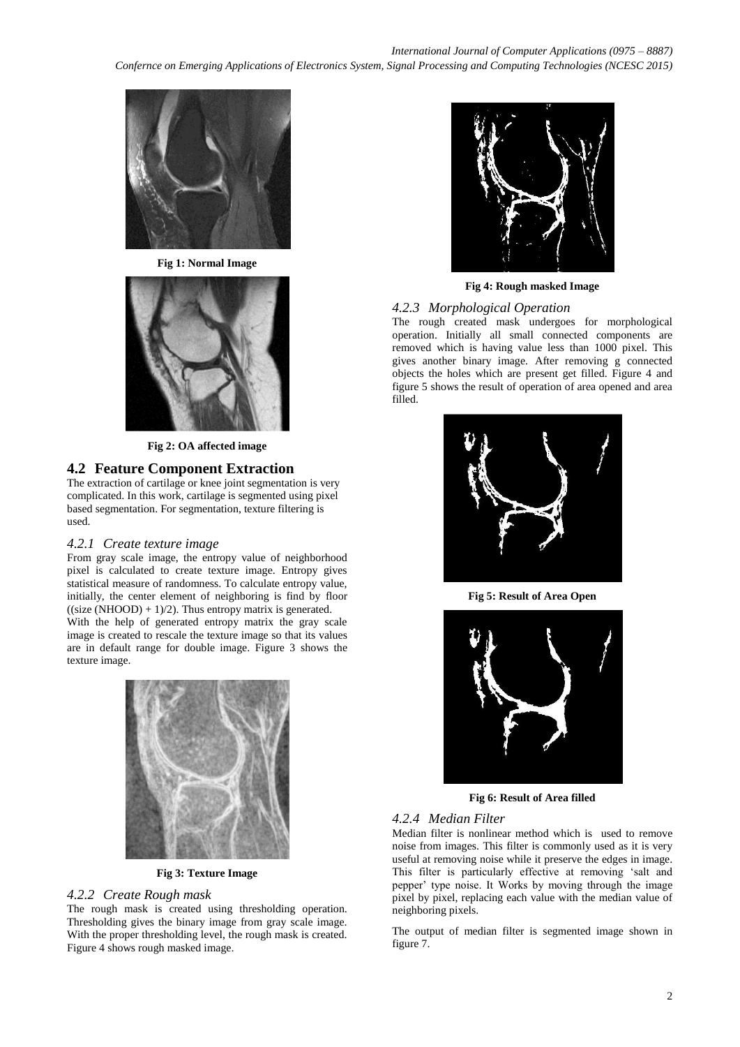**Fig 1: Normal Image**

**Fig 2: OA affected image**

## 4.2 Feature Component Extraction

The extraction of cartilage or knee joint segmentation is very complicated. In this work, cartilage is segmented using pixel based segmentation. For segmentation, texture filtering is used.

### *4.2.1 Create texture image*

From gray scale image, the entropy value of neighborhood pixel is calculated to create texture image. Entropy gives statistical measure of randomness. To calculate entropy value, initially, the center element of neighboring is find by floor ((size (NHOOD) + 1)/2). Thus entropy matrix is generated. With the help of generated entropy matrix the gray scale image is created to rescale the texture image so that its values are in default range for double image. Figure 3 shows the texture image.

**Fig 3: Texture Image**

### *4.2.2 Create Rough mask*

The rough mask is created using thresholding operation. Thresholding gives the binary image from gray scale image. With the proper thresholding level, the rough mask is created. Figure 4 shows rough masked image.

**Fig 4: Rough masked Image**

### *4.2.3 Morphological Operation*

The rough created mask undergoes for morphological operation. Initially all small connected components are removed which is having value less than 1000 pixel. This gives another binary image. After removing g connected objects the holes which are present get filled. Figure 4 and figure 5 shows the result of operation of area opened and area filled.

**Fig 5: Result of Area Open**

**Fig 6: Result of Area filled**

### *4.2.4 Median Filter*

Median filter is nonlinear method which is used to remove noise from images. This filter is commonly used as it is very useful at removing noise while it preserve the edges in image. This filter is particularly effective at removing 'salt and pepper' type noise. It Works by moving through the image pixel by pixel, replacing each value with the median value of neighboring pixels.

The output of median filter is segmented image shown in figure 7.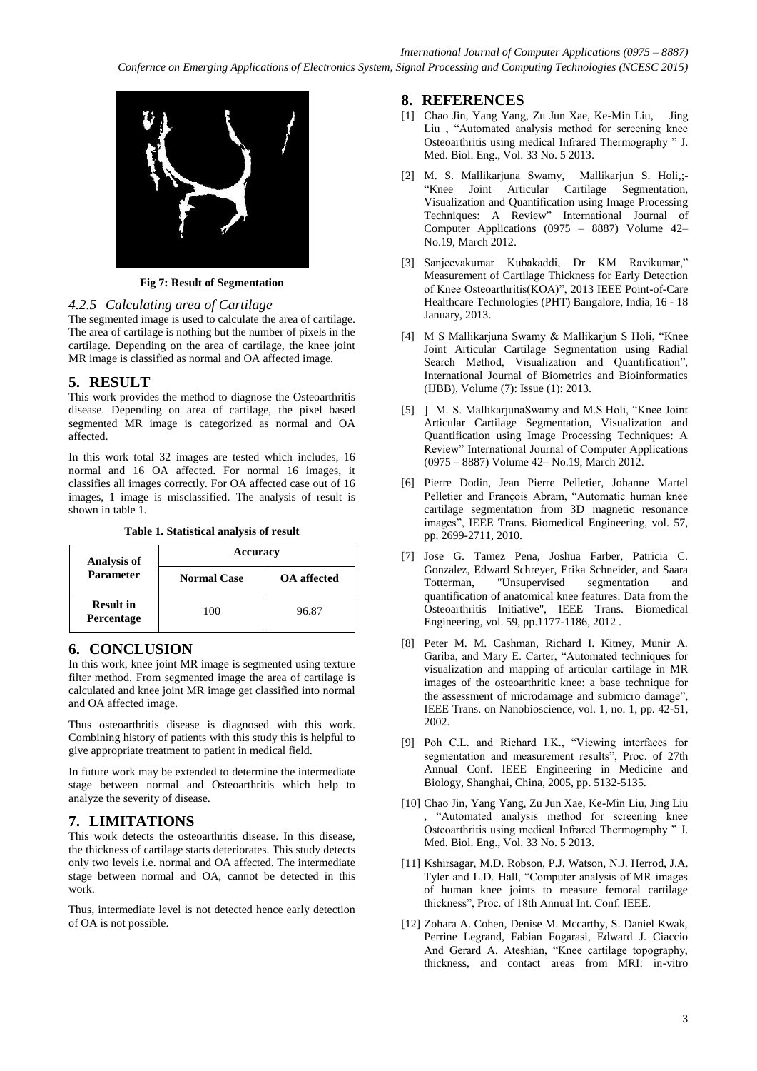Fig 7: Result of Segmentation

#### 4.2.5 Calculating area of Cartilage

The segmented image is used to calculate the area of cartilage. The area of cartilage is nothing but the number of pixels in the cartilage. Depending on the area of cartilage, the knee joint MR image is classified as normal and OA affected image.

## 5. RESULT

This work provides the method to diagnose the Osteoarthritis disease. Depending on area of cartilage, the pixel based segmented MR image is categorized as normal and OA affected.

In this work total 32 images are tested which includes, 16 normal and 16 OA affected. For normal 16 images, it classifies all images correctly. For OA affected case out of 16 images, 1 image is misclassified. The analysis of result is shown in table 1.

**Table 1. Statistical analysis of result**

| Analysis of Parameter | Accuracy | |
|---|---|---|
| | Normal Case | OA affected |
| Result in Percentage | 100 | 96.87 |

## 6. CONCLUSION

In this work, knee joint MR image is segmented using texture filter method. From segmented image the area of cartilage is calculated and knee joint MR image get classified into normal and OA affected image.

Thus osteoarthritis disease is diagnosed with this work. Combining history of patients with this study this is helpful to give appropriate treatment to patient in medical field.

In future work may be extended to determine the intermediate stage between normal and Osteoarthritis which help to analyze the severity of disease.

## 7. LIMITATIONS

This work detects the osteoarthritis disease. In this disease, the thickness of cartilage starts deteriorates. This study detects only two levels i.e. normal and OA affected. The intermediate stage between normal and OA, cannot be detected in this work.

Thus, intermediate level is not detected hence early detection of OA is not possible.

## 8. REFERENCES

[1] Chao Jin, Yang Yang, Zu Jun Xae, Ke-Min Liu, Jing Liu , "Automated analysis method for screening knee Osteoarthritis using medical Infrared Thermography " J. Med. Biol. Eng., Vol. 33 No. 5 2013.

[2] M. S. Mallikarjuna Swamy, Mallikarjun S. Holi,;- "Knee Joint Articular Cartilage Segmentation, Visualization and Quantification using Image Processing Techniques: A Review" International Journal of Computer Applications (0975 – 8887) Volume 42– No.19, March 2012.

[3] Sanjeevakumar Kubakaddi, Dr KM Ravikumar," Measurement of Cartilage Thickness for Early Detection of Knee Osteoarthritis(KOA)", 2013 IEEE Point-of-Care Healthcare Technologies (PHT) Bangalore, India, 16 - 18 January, 2013.

[4] M S Mallikarjuna Swamy & Mallikarjun S Holi, "Knee Joint Articular Cartilage Segmentation using Radial Search Method, Visualization and Quantification", International Journal of Biometrics and Bioinformatics (IJBB), Volume (7): Issue (1): 2013.

[5] ] M. S. MallikarjunaSwamy and M.S.Holi, "Knee Joint Articular Cartilage Segmentation, Visualization and Quantification using Image Processing Techniques: A Review" International Journal of Computer Applications (0975 – 8887) Volume 42– No.19, March 2012.

[6] Pierre Dodin, Jean Pierre Pelletier, Johanne Martel Pelletier and François Abram, "Automatic human knee cartilage segmentation from 3D magnetic resonance images", IEEE Trans. Biomedical Engineering, vol. 57, pp. 2699-2711, 2010.

[7] Jose G. Tamez Pena, Joshua Farber, Patricia C. Gonzalez, Edward Schreyer, Erika Schneider, and Saara Totterman, "Unsupervised segmentation and quantification of anatomical knee features: Data from the Osteoarthritis Initiative", IEEE Trans. Biomedical Engineering, vol. 59, pp.1177-1186, 2012 .

[8] Peter M. M. Cashman, Richard I. Kitney, Munir A. Gariba, and Mary E. Carter, "Automated techniques for visualization and mapping of articular cartilage in MR images of the osteoarthritic knee: a base technique for the assessment of microdamage and submicro damage", IEEE Trans. on Nanobioscience, vol. 1, no. 1, pp. 42-51, 2002.

[9] Poh C.L. and Richard I.K., "Viewing interfaces for segmentation and measurement results", Proc. of 27th Annual Conf. IEEE Engineering in Medicine and Biology, Shanghai, China, 2005, pp. 5132-5135.

[10] Chao Jin, Yang Yang, Zu Jun Xae, Ke-Min Liu, Jing Liu , "Automated analysis method for screening knee Osteoarthritis using medical Infrared Thermography " J. Med. Biol. Eng., Vol. 33 No. 5 2013.

[11] Kshirsagar, M.D. Robson, P.J. Watson, N.J. Herrod, J.A. Tyler and L.D. Hall, "Computer analysis of MR images of human knee joints to measure femoral cartilage thickness", Proc. of 18th Annual Int. Conf. IEEE.

[12] Zohara A. Cohen, Denise M. Mccarthy, S. Daniel Kwak, Perrine Legrand, Fabian Fogarasi, Edward J. Ciaccio And Gerard A. Ateshian, "Knee cartilage topography, thickness, and contact areas from MRI: in-vitro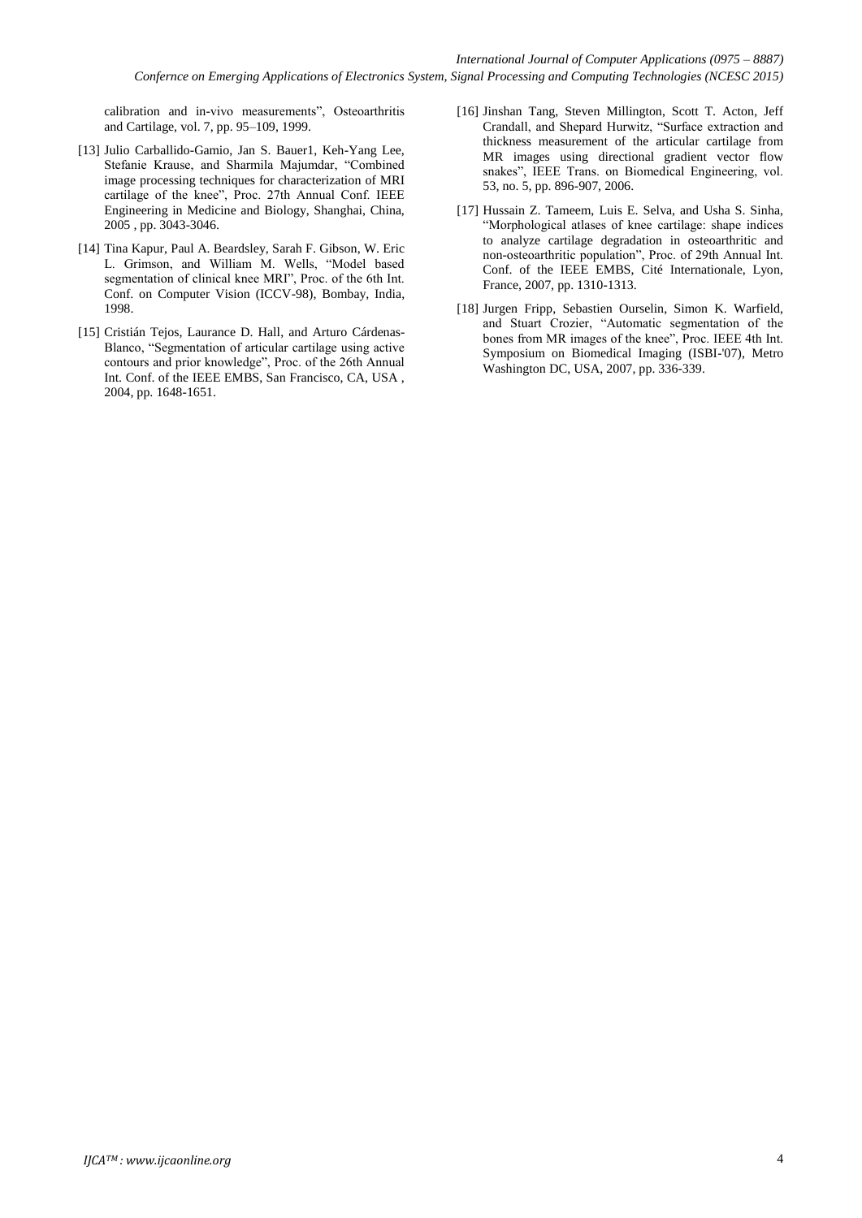calibration and in-vivo measurements", Osteoarthritis and Cartilage, vol. 7, pp. 95–109, 1999.

[13] Julio Carballido-Gamio, Jan S. Bauer1, Keh-Yang Lee, Stefanie Krause, and Sharmila Majumdar, "Combined image processing techniques for characterization of MRI cartilage of the knee", Proc. 27th Annual Conf. IEEE Engineering in Medicine and Biology, Shanghai, China, 2005 , pp. 3043-3046.

[14] Tina Kapur, Paul A. Beardsley, Sarah F. Gibson, W. Eric L. Grimson, and William M. Wells, "Model based segmentation of clinical knee MRI", Proc. of the 6th Int. Conf. on Computer Vision (ICCV-98), Bombay, India, 1998.

[15] Cristián Tejos, Laurance D. Hall, and Arturo Cárdenas-Blanco, "Segmentation of articular cartilage using active contours and prior knowledge", Proc. of the 26th Annual Int. Conf. of the IEEE EMBS, San Francisco, CA, USA , 2004, pp. 1648-1651.

[16] Jinshan Tang, Steven Millington, Scott T. Acton, Jeff Crandall, and Shepard Hurwitz, "Surface extraction and thickness measurement of the articular cartilage from MR images using directional gradient vector flow snakes", IEEE Trans. on Biomedical Engineering, vol. 53, no. 5, pp. 896-907, 2006.

[17] Hussain Z. Tameem, Luis E. Selva, and Usha S. Sinha, "Morphological atlases of knee cartilage: shape indices to analyze cartilage degradation in osteoarthritic and non-osteoarthritic population", Proc. of 29th Annual Int. Conf. of the IEEE EMBS, Cité Internationale, Lyon, France, 2007, pp. 1310-1313.

[18] Jurgen Fripp, Sebastien Ourselin, Simon K. Warfield, and Stuart Crozier, "Automatic segmentation of the bones from MR images of the knee", Proc. IEEE 4th Int. Symposium on Biomedical Imaging (ISBI-'07), Metro Washington DC, USA, 2007, pp. 336-339.